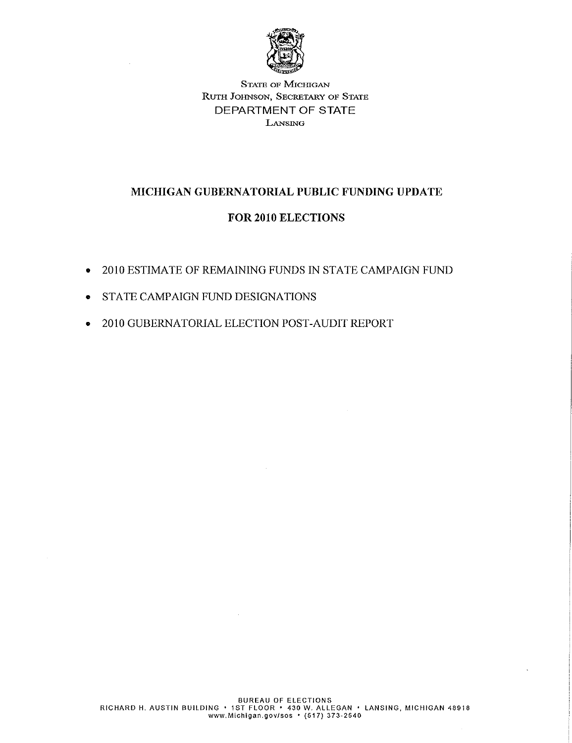STATE OF MICHIGAN
RUTH JOHNSON, SECRETARY OF STATE
DEPARTMENT OF STATE
LANSING

# MICHIGAN GUBERNATORIAL PUBLIC FUNDING UPDATE

# FOR 2010 ELECTIONS

- 2010 ESTIMATE OF REMAINING FUNDS IN STATE CAMPAIGN FUND
- STATE CAMPAIGN FUND DESIGNATIONS
- 2010 GUBERNATORIAL ELECTION POST-AUDIT REPORT

BUREAU OF ELECTIONS
RICHARD H. AUSTIN BUILDING • 1ST FLOOR • 430 W. ALLEGAN • LANSING, MICHIGAN 48918
www.Michigan.gov/sos • (517) 373-2540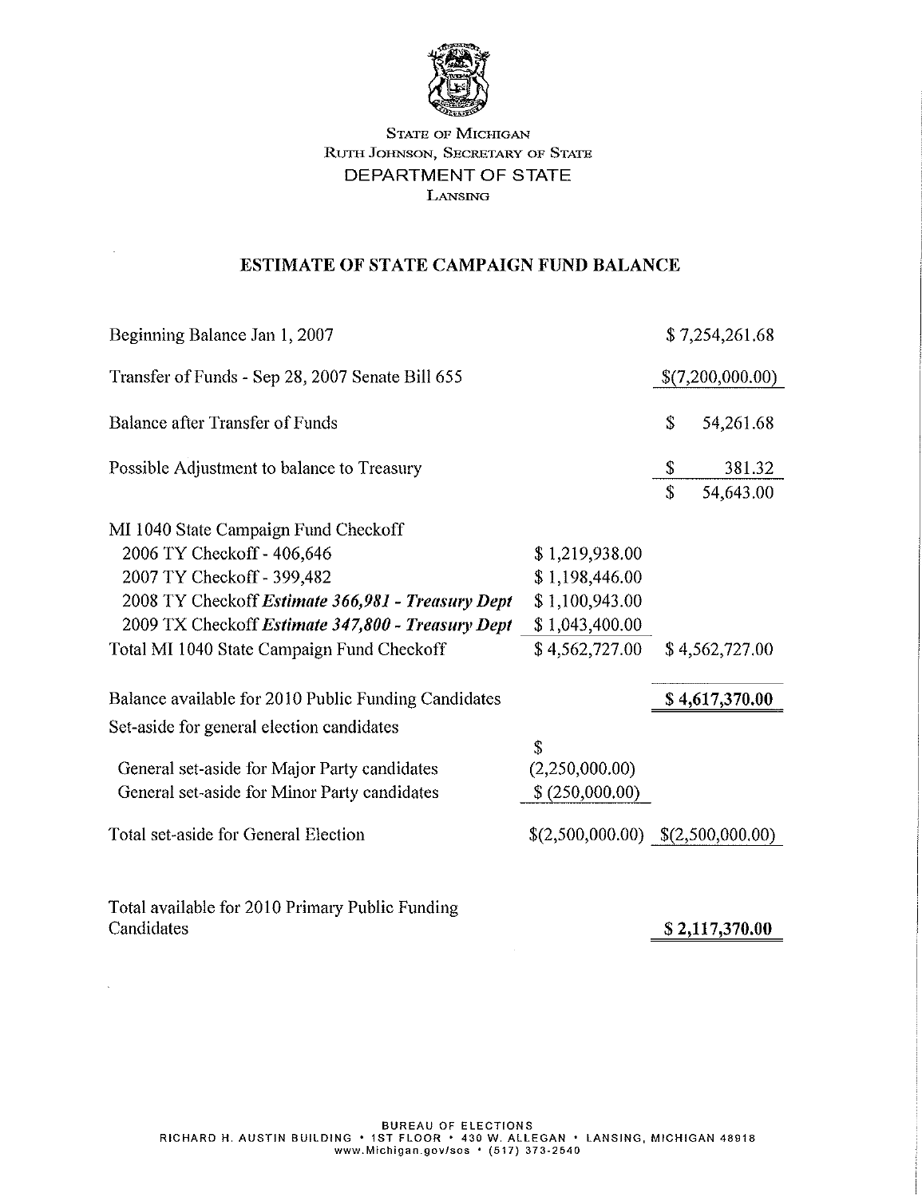STATE OF MICHIGAN
RUTH JOHNSON, SECRETARY OF STATE
DEPARTMENT OF STATE
LANSING

## ESTIMATE OF STATE CAMPAIGN FUND BALANCE

| | | |
|---|---|---|
| Beginning Balance Jan 1, 2007 | | $ 7,254,261.68 |
| Transfer of Funds - Sep 28, 2007 Senate Bill 655 | | $(7,200,000.00) |
| Balance after Transfer of Funds | | $ 54,261.68 |
| Possible Adjustment to balance to Treasury | | $ 381.32 |
| | | $ 54,643.00 |
| MI 1040 State Campaign Fund Checkoff | | |
| 2006 TY Checkoff - 406,646 | $ 1,219,938.00 | |
| 2007 TY Checkoff - 399,482 | $ 1,198,446.00 | |
| 2008 TY Checkoff ***Estimate 366,981 - Treasury Dept*** | $ 1,100,943.00 | |
| 2009 TX Checkoff ***Estimate 347,800 - Treasury Dept*** | $ 1,043,400.00 | |
| Total MI 1040 State Campaign Fund Checkoff | $ 4,562,727.00 | $ 4,562,727.00 |
| Balance available for 2010 Public Funding Candidates | | **$ 4,617,370.00** |
| Set-aside for general election candidates | | |
| General set-aside for Major Party candidates | $ (2,250,000.00) | |
| General set-aside for Minor Party candidates | $ (250,000.00) | |
| Total set-aside for General Election | $(2,500,000.00) | $(2,500,000.00) |
| Total available for 2010 Primary Public Funding Candidates | | **$ 2,117,370.00** |

BUREAU OF ELECTIONS
RICHARD H. AUSTIN BUILDING • 1ST FLOOR • 430 W. ALLEGAN • LANSING, MICHIGAN 48918
www.Michigan.gov/sos • (517) 373-2540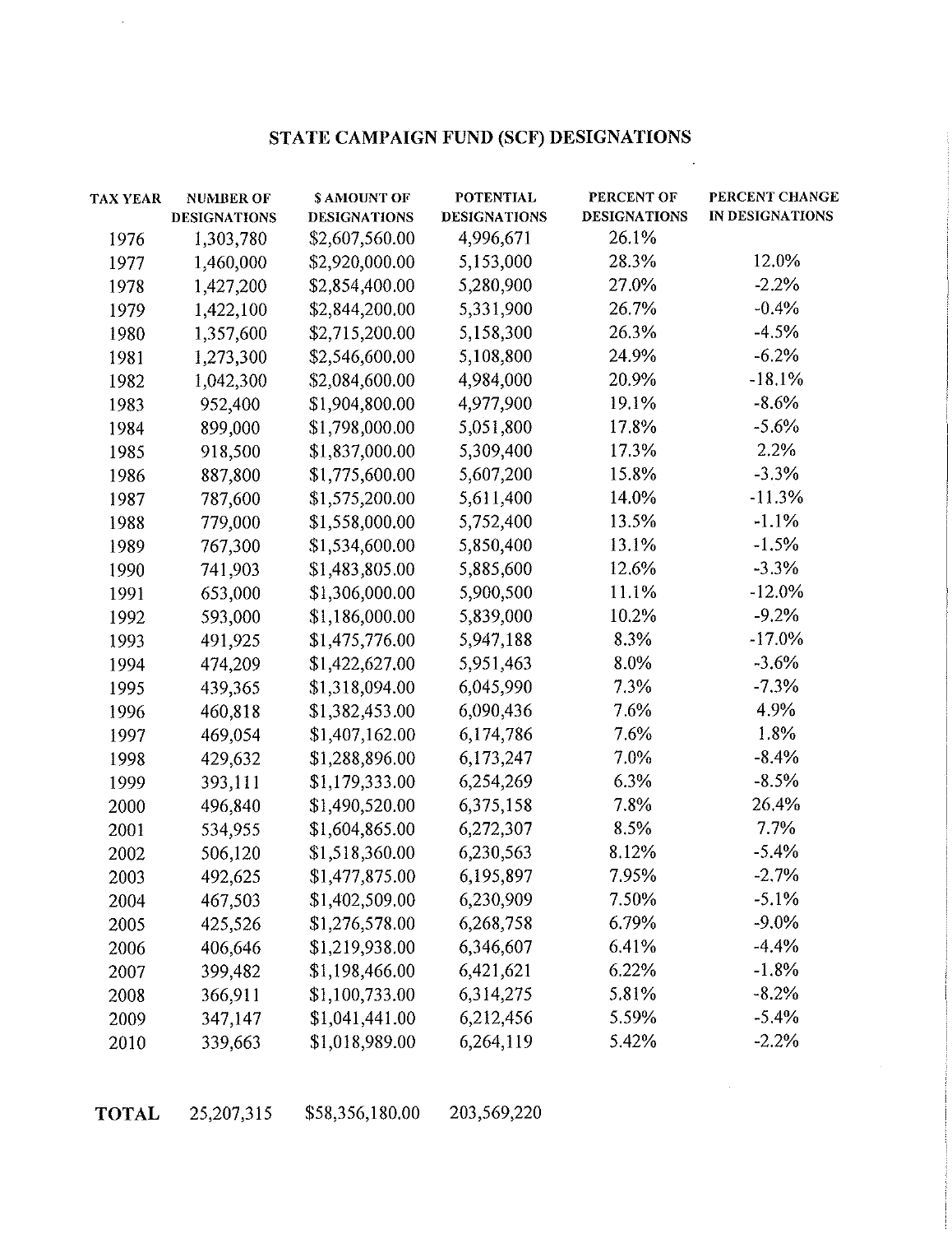# STATE CAMPAIGN FUND (SCF) DESIGNATIONS

| TAX YEAR | NUMBER OF DESIGNATIONS | $ AMOUNT OF DESIGNATIONS | POTENTIAL DESIGNATIONS | PERCENT OF DESIGNATIONS | PERCENT CHANGE IN DESIGNATIONS |
|---|---|---|---|---|---|
| 1976 | 1,303,780 | $2,607,560.00 | 4,996,671 | 26.1% | |
| 1977 | 1,460,000 | $2,920,000.00 | 5,153,000 | 28.3% | 12.0% |
| 1978 | 1,427,200 | $2,854,400.00 | 5,280,900 | 27.0% | -2.2% |
| 1979 | 1,422,100 | $2,844,200.00 | 5,331,900 | 26.7% | -0.4% |
| 1980 | 1,357,600 | $2,715,200.00 | 5,158,300 | 26.3% | -4.5% |
| 1981 | 1,273,300 | $2,546,600.00 | 5,108,800 | 24.9% | -6.2% |
| 1982 | 1,042,300 | $2,084,600.00 | 4,984,000 | 20.9% | -18.1% |
| 1983 | 952,400 | $1,904,800.00 | 4,977,900 | 19.1% | -8.6% |
| 1984 | 899,000 | $1,798,000.00 | 5,051,800 | 17.8% | -5.6% |
| 1985 | 918,500 | $1,837,000.00 | 5,309,400 | 17.3% | 2.2% |
| 1986 | 887,800 | $1,775,600.00 | 5,607,200 | 15.8% | -3.3% |
| 1987 | 787,600 | $1,575,200.00 | 5,611,400 | 14.0% | -11.3% |
| 1988 | 779,000 | $1,558,000.00 | 5,752,400 | 13.5% | -1.1% |
| 1989 | 767,300 | $1,534,600.00 | 5,850,400 | 13.1% | -1.5% |
| 1990 | 741,903 | $1,483,805.00 | 5,885,600 | 12.6% | -3.3% |
| 1991 | 653,000 | $1,306,000.00 | 5,900,500 | 11.1% | -12.0% |
| 1992 | 593,000 | $1,186,000.00 | 5,839,000 | 10.2% | -9.2% |
| 1993 | 491,925 | $1,475,776.00 | 5,947,188 | 8.3% | -17.0% |
| 1994 | 474,209 | $1,422,627.00 | 5,951,463 | 8.0% | -3.6% |
| 1995 | 439,365 | $1,318,094.00 | 6,045,990 | 7.3% | -7.3% |
| 1996 | 460,818 | $1,382,453.00 | 6,090,436 | 7.6% | 4.9% |
| 1997 | 469,054 | $1,407,162.00 | 6,174,786 | 7.6% | 1.8% |
| 1998 | 429,632 | $1,288,896.00 | 6,173,247 | 7.0% | -8.4% |
| 1999 | 393,111 | $1,179,333.00 | 6,254,269 | 6.3% | -8.5% |
| 2000 | 496,840 | $1,490,520.00 | 6,375,158 | 7.8% | 26.4% |
| 2001 | 534,955 | $1,604,865.00 | 6,272,307 | 8.5% | 7.7% |
| 2002 | 506,120 | $1,518,360.00 | 6,230,563 | 8.12% | -5.4% |
| 2003 | 492,625 | $1,477,875.00 | 6,195,897 | 7.95% | -2.7% |
| 2004 | 467,503 | $1,402,509.00 | 6,230,909 | 7.50% | -5.1% |
| 2005 | 425,526 | $1,276,578.00 | 6,268,758 | 6.79% | -9.0% |
| 2006 | 406,646 | $1,219,938.00 | 6,346,607 | 6.41% | -4.4% |
| 2007 | 399,482 | $1,198,466.00 | 6,421,621 | 6.22% | -1.8% |
| 2008 | 366,911 | $1,100,733.00 | 6,314,275 | 5.81% | -8.2% |
| 2009 | 347,147 | $1,041,441.00 | 6,212,456 | 5.59% | -5.4% |
| 2010 | 339,663 | $1,018,989.00 | 6,264,119 | 5.42% | -2.2% |
| **TOTAL** | 25,207,315 | $58,356,180.00 | 203,569,220 | | |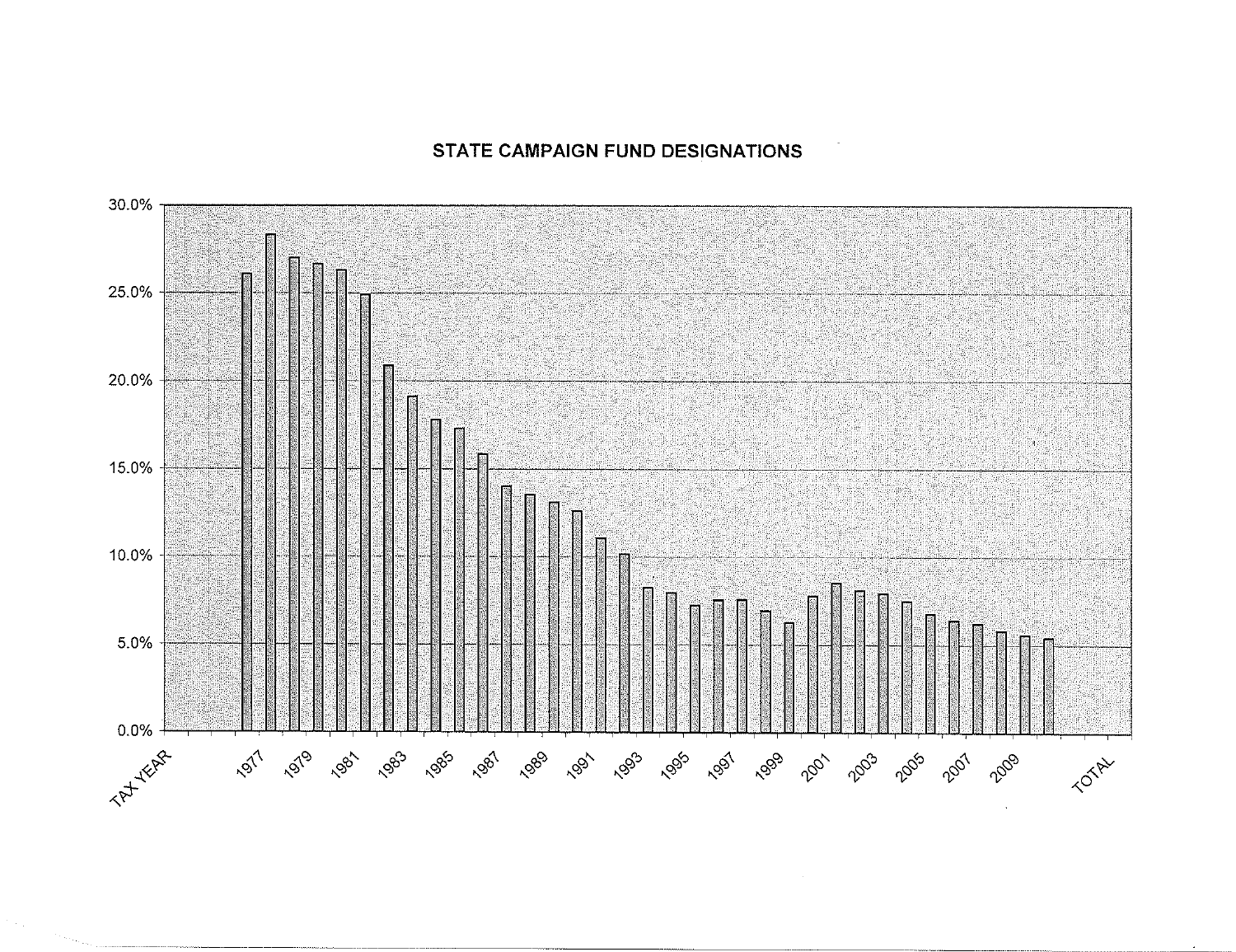STATE CAMPAIGN FUND DESIGNATIONS

30.0%
25.0%
20.0%
15.0%
10.0%
5.0%
0.0%

TAX YEAR
1977
1979
1981
1983
1985
1987
1989
1991
1993
1995
1997
1999
2001
2003
2005
2007
2009
TOTAL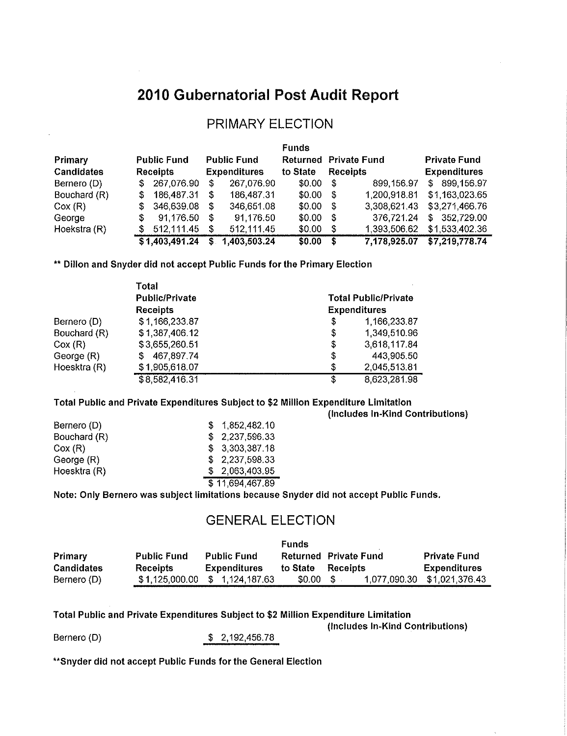# 2010 Gubernatorial Post Audit Report

## PRIMARY ELECTION

| Primary Candidates | Public Fund Receipts | Public Fund Expenditures | Funds Returned to State | Private Fund Receipts | Private Fund Expenditures |
|---|---|---|---|---|---|
| Bernero (D) | $ 267,076.90 | $ 267,076.90 | $0.00 | $ 899,156.97 | $ 899,156.97 |
| Bouchard (R) | $ 186,487.31 | $ 186,487.31 | $0.00 | $ 1,200,918.81 | $1,163,023.65 |
| Cox (R) | $ 346,639.08 | $ 346,651.08 | $0.00 | $ 3,308,621.43 | $3,271,466.76 |
| George | $ 91,176.50 | $ 91,176.50 | $0.00 | $ 376,721.24 | $ 352,729.00 |
| Hoekstra (R) | $ 512,111.45 | $ 512,111.45 | $0.00 | $ 1,393,506.62 | $1,533,402.36 |
| | **$1,403,491.24** | **$ 1,403,503.24** | **$0.00** | **$ 7,178,925.07** | **$7,219,778.74** |

**** Dillon and Snyder did not accept Public Funds for the Primary Election**

| | Total Public/Private Receipts | Total Public/Private Expenditures |
|---|---|---|
| Bernero (D) | $1,166,233.87 | $ 1,166,233.87 |
| Bouchard (R) | $1,387,406.12 | $ 1,349,510.96 |
| Cox (R) | $3,655,260.51 | $ 3,618,117.84 |
| George (R) | $ 467,897.74 | $ 443,905.50 |
| Hoesktra (R) | $1,905,618.07 | $ 2,045,513.81 |
| | $8,582,416.31 | $ 8,623,281.98 |

**Total Public and Private Expenditures Subject to $2 Million Expenditure Limitation (Includes In-Kind Contributions)**

| | |
|---|---|
| Bernero (D) | $ 1,852,482.10 |
| Bouchard (R) | $ 2,237,596.33 |
| Cox (R) | $ 3,303,387.18 |
| George (R) | $ 2,237,598.33 |
| Hoesktra (R) | $ 2,063,403.95 |
| | $ 11,694,467.89 |

**Note: Only Bernero was subject limitations because Snyder did not accept Public Funds.**

## GENERAL ELECTION

| Primary Candidates | Public Fund Receipts | Public Fund Expenditures | Funds Returned to State | Private Fund Receipts | Private Fund Expenditures |
|---|---|---|---|---|---|
| Bernero (D) | $1,125,000.00 | $ 1,124,187.63 | $0.00 | $ 1,077,090.30 | $1,021,376.43 |

**Total Public and Private Expenditures Subject to $2 Million Expenditure Limitation (Includes In-Kind Contributions)**

| | |
|---|---|
| Bernero (D) | $ 2,192,456.78 |

****Snyder did not accept Public Funds for the General Election**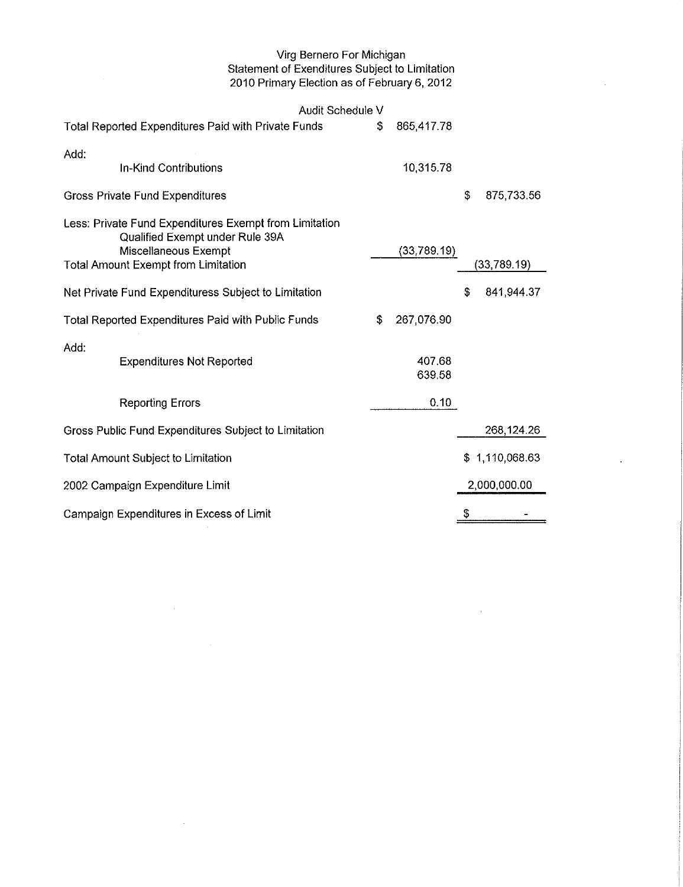Virg Bernero For Michigan
Statement of Expenditures Subject to Limitation
2010 Primary Election as of February 6, 2012

Audit Schedule V

| | | |
|---|---|---|
| Total Reported Expenditures Paid with Private Funds | $ 865,417.78 | |
| Add: | | |
| In-Kind Contributions | 10,315.78 | |
| Gross Private Fund Expenditures | | $ 875,733.56 |
| Less: Private Fund Expenditures Exempt from Limitation | | |
| Qualified Exempt under Rule 39A | | |
| Miscellaneous Exempt | (33,789.19) | |
| Total Amount Exempt from Limitation | | (33,789.19) |
| Net Private Fund Expendituress Subject to Limitation | | $ 841,944.37 |
| Total Reported Expenditures Paid with Public Funds | $ 267,076.90 | |
| Add: | | |
| Expenditures Not Reported | 407.68 | |
| | 639.58 | |
| Reporting Errors | 0.10 | |
| Gross Public Fund Expenditures Subject to Limitation | | 268,124.26 |
| Total Amount Subject to Limitation | | $ 1,110,068.63 |
| 2002 Campaign Expenditure Limit | | 2,000,000.00 |
| Campaign Expenditures in Excess of Limit | | $ - |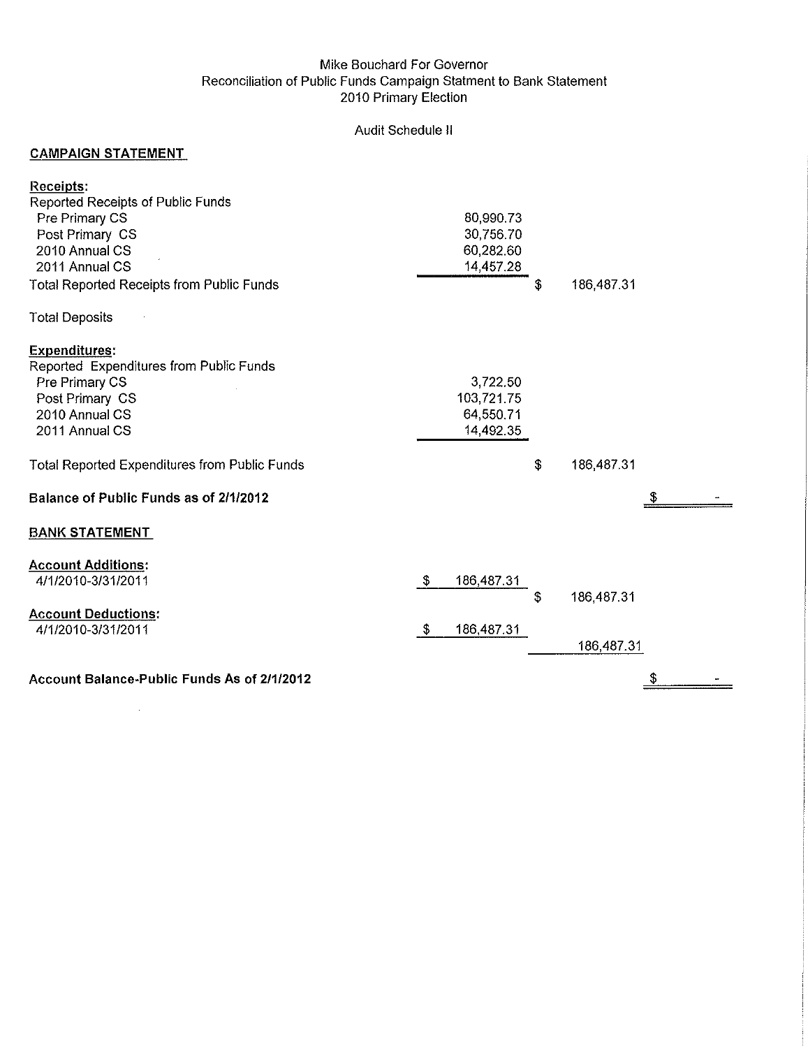Mike Bouchard For Governor
Reconciliation of Public Funds Campaign Statment to Bank Statement
2010 Primary Election

Audit Schedule II

**CAMPAIGN STATEMENT**

| | | | |
|---|---|---|---|
| **Receipts:** | | | |
| Reported Receipts of Public Funds | | | |
| Pre Primary CS | 80,990.73 | | |
| Post Primary CS | 30,756.70 | | |
| 2010 Annual CS | 60,282.60 | | |
| 2011 Annual CS | 14,457.28 | | |
| Total Reported Receipts from Public Funds | | $ 186,487.31 | |
| Total Deposits | | | |
| **Expenditures:** | | | |
| Reported Expenditures from Public Funds | | | |
| Pre Primary CS | 3,722.50 | | |
| Post Primary CS | 103,721.75 | | |
| 2010 Annual CS | 64,550.71 | | |
| 2011 Annual CS | 14,492.35 | | |
| Total Reported Expenditures from Public Funds | | $ 186,487.31 | |
| **Balance of Public Funds as of 2/1/2012** | | | $ - |

**BANK STATEMENT**

| | | | |
|---|---|---|---|
| **Account Additions:** | | | |
| 4/1/2010-3/31/2011 | $ 186,487.31 | | |
| | | $ 186,487.31 | |
| **Account Deductions:** | | | |
| 4/1/2010-3/31/2011 | $ 186,487.31 | | |
| | | 186,487.31 | |
| **Account Balance-Public Funds As of 2/1/2012** | | | $ - |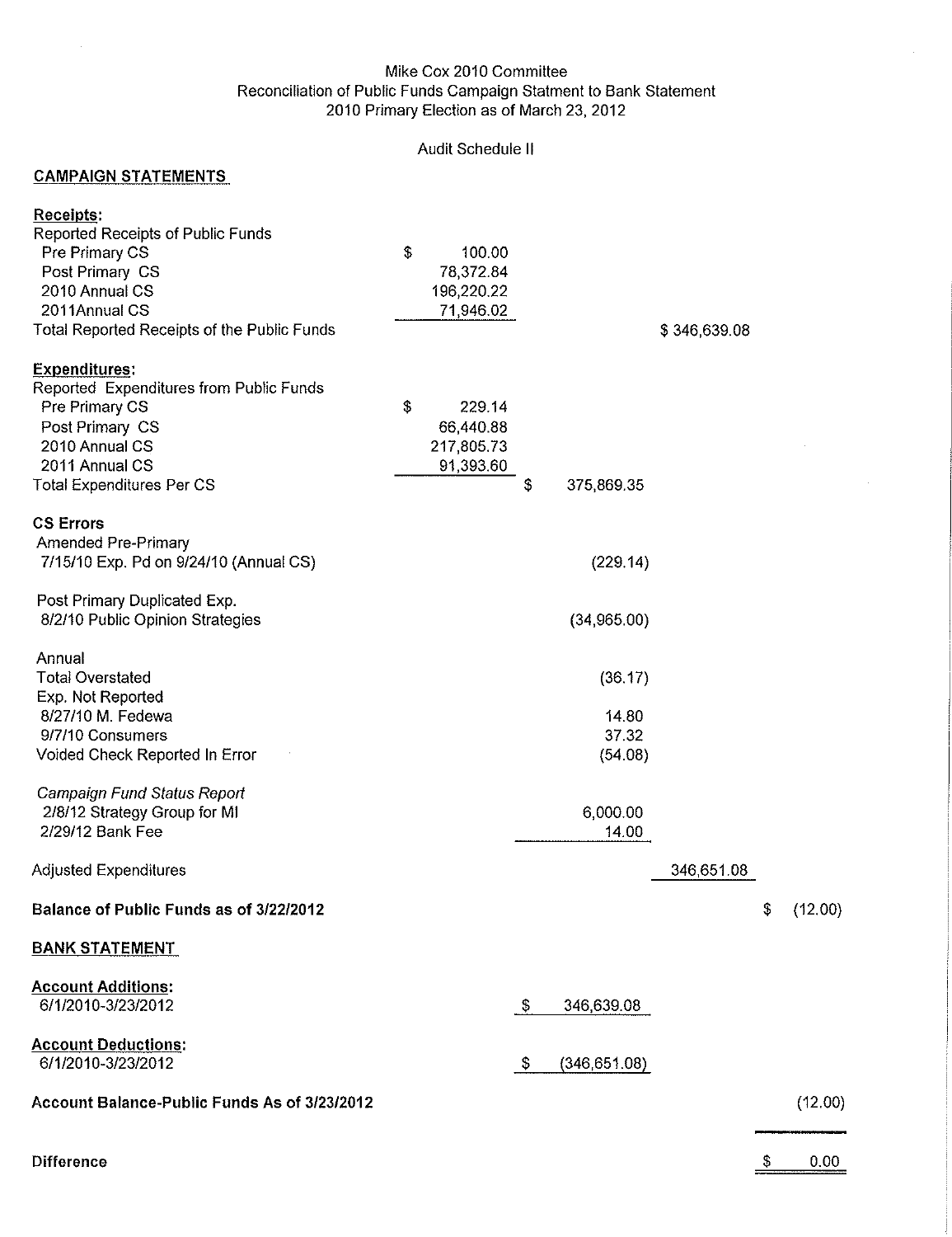Mike Cox 2010 Committee
Reconciliation of Public Funds Campaign Statment to Bank Statement
2010 Primary Election as of March 23, 2012

Audit Schedule II

**CAMPAIGN STATEMENTS**

| | | | | |
|---|---|---|---|---|
| **Receipts:** | | | | |
| Reported Receipts of Public Funds | | | | |
| Pre Primary CS | $ 100.00 | | | |
| Post Primary CS | 78,372.84 | | | |
| 2010 Annual CS | 196,220.22 | | | |
| 2011Annual CS | 71,946.02 | | | |
| Total Reported Receipts of the Public Funds | | | $ 346,639.08 | |
| **Expenditures:** | | | | |
| Reported Expenditures from Public Funds | | | | |
| Pre Primary CS | $ 229.14 | | | |
| Post Primary CS | 66,440.88 | | | |
| 2010 Annual CS | 217,805.73 | | | |
| 2011 Annual CS | 91,393.60 | | | |
| Total Expenditures Per CS | | $ 375,869.35 | | |
| **CS Errors** | | | | |
| Amended Pre-Primary | | | | |
| 7/15/10 Exp. Pd on 9/24/10 (Annual CS) | | (229.14) | | |
| Post Primary Duplicated Exp. | | | | |
| 8/2/10 Public Opinion Strategies | | (34,965.00) | | |
| Annual | | | | |
| Total Overstated | | (36.17) | | |
| Exp. Not Reported | | | | |
| 8/27/10 M. Fedewa | | 14.80 | | |
| 9/7/10 Consumers | | 37.32 | | |
| Voided Check Reported In Error | | (54.08) | | |
| *Campaign Fund Status Report* | | | | |
| 2/8/12 Strategy Group for MI | | 6,000.00 | | |
| 2/29/12 Bank Fee | | 14.00 | | |
| Adjusted Expenditures | | | 346,651.08 | |
| **Balance of Public Funds as of 3/22/2012** | | | | $ (12.00) |
| **BANK STATEMENT** | | | | |
| **Account Additions:** | | | | |
| 6/1/2010-3/23/2012 | | $ 346,639.08 | | |
| **Account Deductions:** | | | | |
| 6/1/2010-3/23/2012 | | $ (346,651.08) | | |
| **Account Balance-Public Funds As of 3/23/2012** | | | | (12.00) |
| **Difference** | | | | $ 0.00 |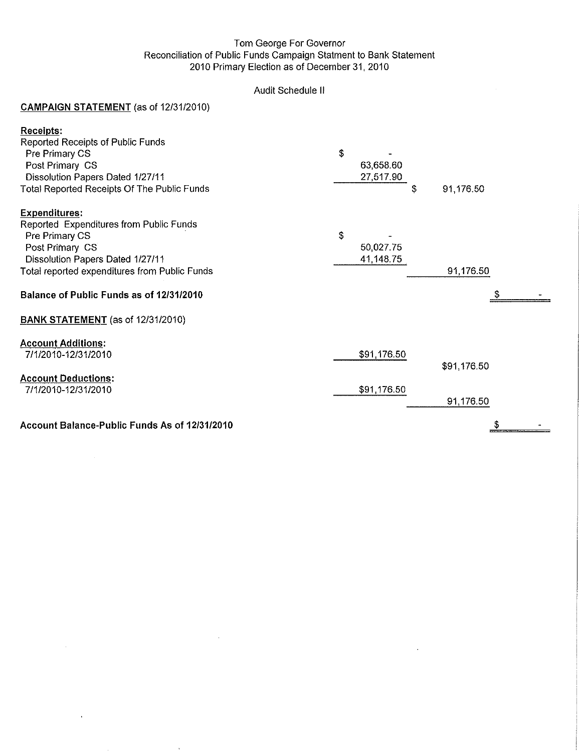Tom George For Governor
Reconciliation of Public Funds Campaign Statment to Bank Statement
2010 Primary Election as of December 31, 2010

Audit Schedule II

| | | | |
|---|---|---|---|
| **CAMPAIGN STATEMENT** (as of 12/31/2010) | | | |
| **Receipts:** | | | |
| Reported Receipts of Public Funds | | | |
| Pre Primary CS | $ - | | |
| Post Primary CS | 63,658.60 | | |
| Dissolution Papers Dated 1/27/11 | 27,517.90 | | |
| Total Reported Receipts Of The Public Funds | | $ 91,176.50 | |
| **Expenditures:** | | | |
| Reported Expenditures from Public Funds | | | |
| Pre Primary CS | $ - | | |
| Post Primary CS | 50,027.75 | | |
| Dissolution Papers Dated 1/27/11 | 41,148.75 | | |
| Total reported expenditures from Public Funds | | 91,176.50 | |
| **Balance of Public Funds as of 12/31/2010** | | | $ - |
| **BANK STATEMENT** (as of 12/31/2010) | | | |
| **Account Additions:** | | | |
| 7/1/2010-12/31/2010 | $91,176.50 | | |
| | | $91,176.50 | |
| **Account Deductions:** | | | |
| 7/1/2010-12/31/2010 | $91,176.50 | | |
| | | 91,176.50 | |
| **Account Balance-Public Funds As of 12/31/2010** | | | $ - |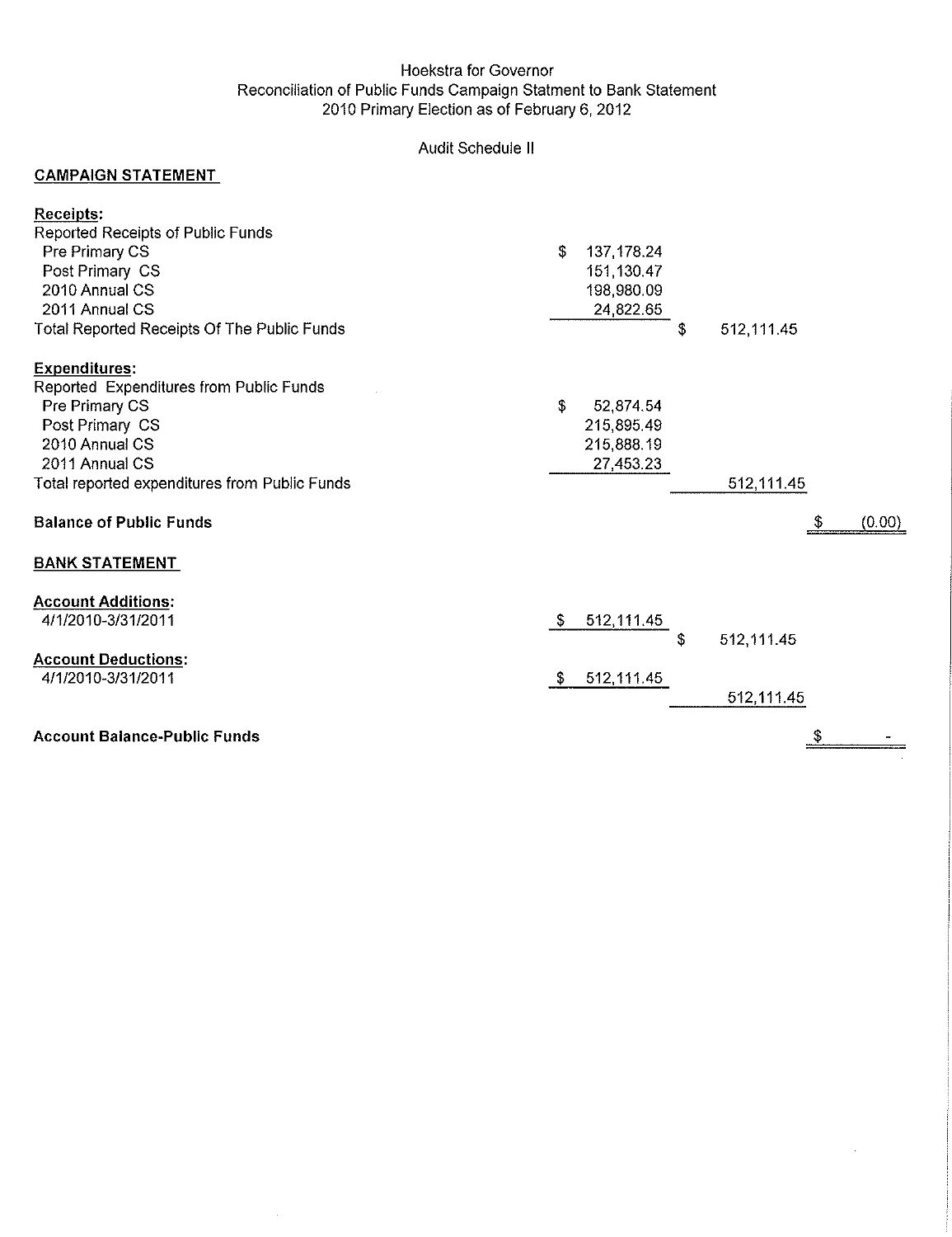Hoekstra for Governor
Reconciliation of Public Funds Campaign Statment to Bank Statement
2010 Primary Election as of February 6, 2012

Audit Schedule II

**CAMPAIGN STATEMENT**

| | | | |
|---|---|---|---|
| **Receipts:** | | | |
| Reported Receipts of Public Funds | | | |
| Pre Primary CS | $ 137,178.24 | | |
| Post Primary CS | 151,130.47 | | |
| 2010 Annual CS | 198,980.09 | | |
| 2011 Annual CS | 24,822.65 | | |
| Total Reported Receipts Of The Public Funds | | $ 512,111.45 | |
| **Expenditures:** | | | |
| Reported Expenditures from Public Funds | | | |
| Pre Primary CS | $ 52,874.54 | | |
| Post Primary CS | 215,895.49 | | |
| 2010 Annual CS | 215,888.19 | | |
| 2011 Annual CS | 27,453.23 | | |
| Total reported expenditures from Public Funds | | 512,111.45 | |
| **Balance of Public Funds** | | | $ (0.00) |

**BANK STATEMENT**

| | | | |
|---|---|---|---|
| **Account Additions:** | | | |
| 4/1/2010-3/31/2011 | $ 512,111.45 | | |
| | | $ 512,111.45 | |
| **Account Deductions:** | | | |
| 4/1/2010-3/31/2011 | $ 512,111.45 | | |
| | | 512,111.45 | |
| **Account Balance-Public Funds** | | | $ - |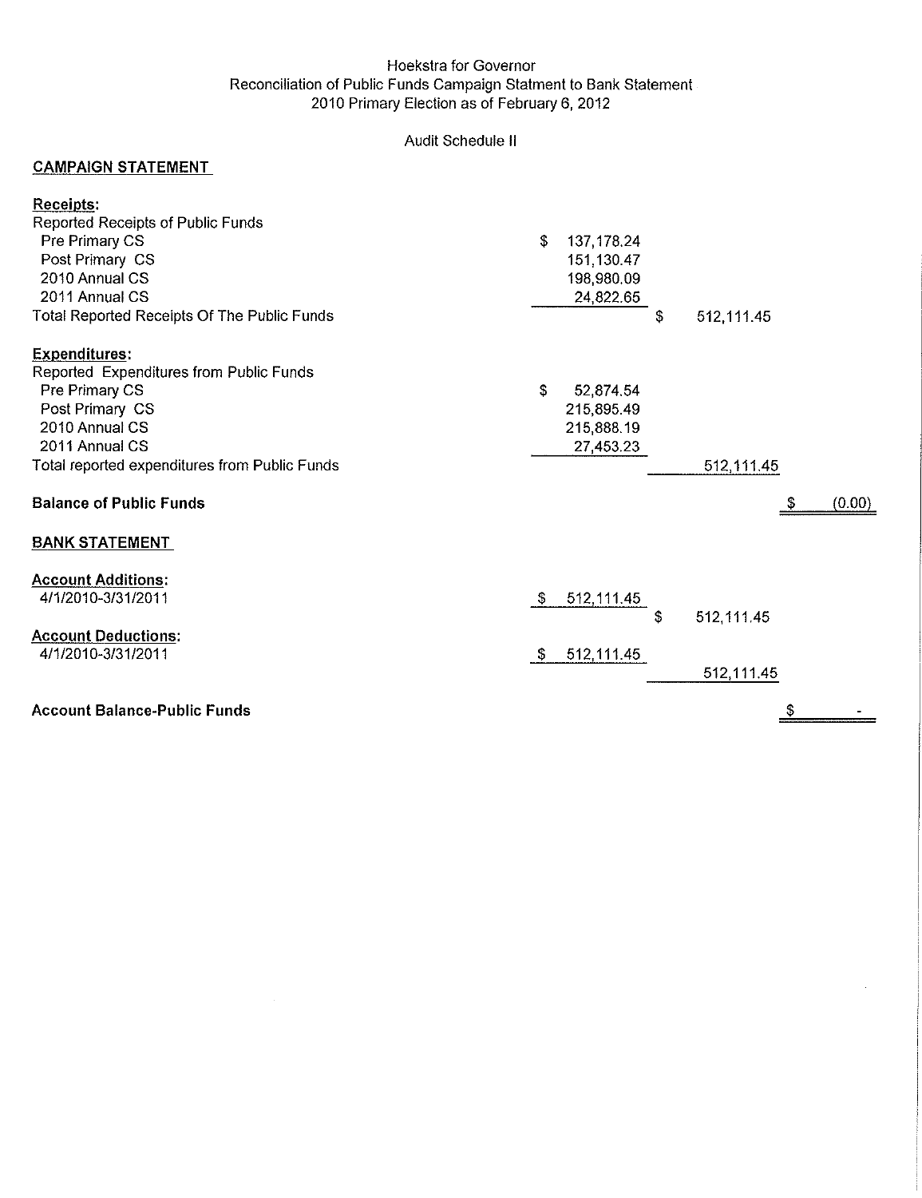Hoekstra for Governor
Reconciliation of Public Funds Campaign Statment to Bank Statement
2010 Primary Election as of February 6, 2012

Audit Schedule II

**CAMPAIGN STATEMENT**

| | | | |
|---|---|---|---|
| **Receipts:** | | | |
| Reported Receipts of Public Funds | | | |
| Pre Primary CS | $ 137,178.24 | | |
| Post Primary CS | 151,130.47 | | |
| 2010 Annual CS | 198,980.09 | | |
| 2011 Annual CS | 24,822.65 | | |
| Total Reported Receipts Of The Public Funds | | $ 512,111.45 | |
| **Expenditures:** | | | |
| Reported Expenditures from Public Funds | | | |
| Pre Primary CS | $ 52,874.54 | | |
| Post Primary CS | 215,895.49 | | |
| 2010 Annual CS | 215,888.19 | | |
| 2011 Annual CS | 27,453.23 | | |
| Total reported expenditures from Public Funds | | 512,111.45 | |
| **Balance of Public Funds** | | | $ (0.00) |

**BANK STATEMENT**

| | | | |
|---|---|---|---|
| **Account Additions:** | | | |
| 4/1/2010-3/31/2011 | $ 512,111.45 | | |
| | | $ 512,111.45 | |
| **Account Deductions:** | | | |
| 4/1/2010-3/31/2011 | $ 512,111.45 | | |
| | | 512,111.45 | |
| **Account Balance-Public Funds** | | | $ - |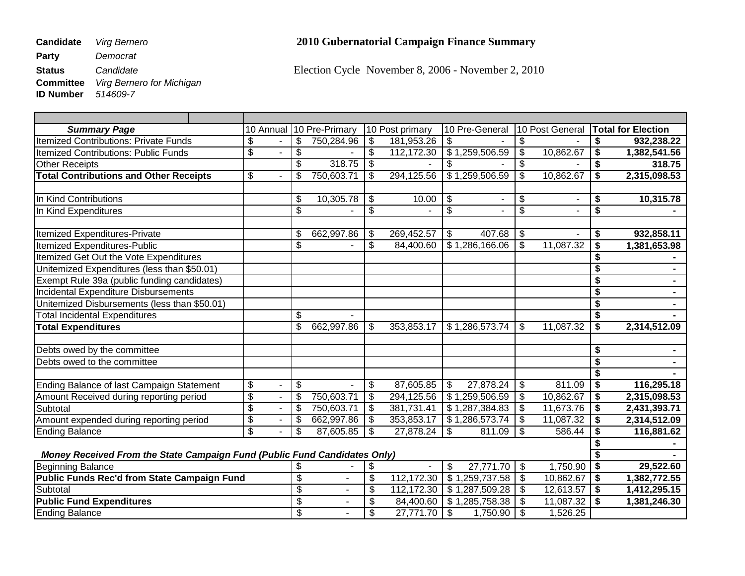**Candidate** *Virg Bernero*
**Party** *Democrat*
**Status** *Candidate*
**Committee** *Virg Bernero for Michigan*
**ID Number** *514609-7*

## 2010 Gubernatorial Campaign Finance Summary

Election Cycle November 8, 2006 - November 2, 2010

| ***Summary Page*** | 10 Annual | 10 Pre-Primary | 10 Post primary | 10 Pre-General | 10 Post General | **Total for Election** |
|---|---|---|---|---|---|---|
| Itemized Contributions: Private Funds | $ - | $ 750,284.96 | $ 181,953.26 | $ - | $ - | **$ 932,238.22** |
| Itemized Contributions: Public Funds | $ - | $ - | $ 112,172.30 | $ 1,259,506.59 | $ 10,862.67 | **$ 1,382,541.56** |
| Other Receipts | | $ 318.75 | $ - | $ - | $ - | **$ 318.75** |
| **Total Contributions and Other Receipts** | $ - | $ 750,603.71 | $ 294,125.56 | $ 1,259,506.59 | $ 10,862.67 | **$ 2,315,098.53** |
| | | | | | | |
| In Kind Contributions | | $ 10,305.78 | $ 10.00 | $ - | $ - | **$ 10,315.78** |
| In Kind Expenditures | | $ - | $ - | $ - | $ - | **$ -** |
| | | | | | | |
| Itemized Expenditures-Private | | $ 662,997.86 | $ 269,452.57 | $ 407.68 | $ - | **$ 932,858.11** |
| Itemized Expenditures-Public | | $ - | $ 84,400.60 | $ 1,286,166.06 | $ 11,087.32 | **$ 1,381,653.98** |
| Itemized Get Out the Vote Expenditures | | | | | | **$ -** |
| Unitemized Expenditures (less than $50.01) | | | | | | **$ -** |
| Exempt Rule 39a (public funding candidates) | | | | | | **$ -** |
| Incidental Expenditure Disbursements | | | | | | **$ -** |
| Unitemized Disbursements (less than $50.01) | | | | | | **$ -** |
| Total Incidental Expenditures | | $ - | | | | **$ -** |
| **Total Expenditures** | | $ 662,997.86 | $ 353,853.17 | $ 1,286,573.74 | $ 11,087.32 | **$ 2,314,512.09** |
| | | | | | | |
| Debts owed by the committee | | | | | | **$ -** |
| Debts owed to the committee | | | | | | **$ -** |
| | | | | | | **$ -** |
| Ending Balance of last Campaign Statement | $ - | $ - | $ 87,605.85 | $ 27,878.24 | $ 811.09 | **$ 116,295.18** |
| Amount Received during reporting period | $ - | $ 750,603.71 | $ 294,125.56 | $ 1,259,506.59 | $ 10,862.67 | **$ 2,315,098.53** |
| Subtotal | $ - | $ 750,603.71 | $ 381,731.41 | $ 1,287,384.83 | $ 11,673.76 | **$ 2,431,393.71** |
| Amount expended during reporting period | $ - | $ 662,997.86 | $ 353,853.17 | $ 1,286,573.74 | $ 11,087.32 | **$ 2,314,512.09** |
| Ending Balance | $ - | $ 87,605.85 | $ 27,878.24 | $ 811.09 | $ 586.44 | **$ 116,881.62** |
| | | | | | | **$ -** |
| ***Money Received From the State Campaign Fund (Public Fund Candidates Only)*** | | | | | | **$ -** |
| Beginning Balance | | $ - | $ - | $ 27,771.70 | $ 1,750.90 | **$ 29,522.60** |
| **Public Funds Rec'd from State Campaign Fund** | | $ - | $ 112,172.30 | $ 1,259,737.58 | $ 10,862.67 | **$ 1,382,772.55** |
| Subtotal | | $ - | $ 112,172.30 | $ 1,287,509.28 | $ 12,613.57 | **$ 1,412,295.15** |
| **Public Fund Expenditures** | | $ - | $ 84,400.60 | $ 1,285,758.38 | $ 11,087.32 | **$ 1,381,246.30** |
| Ending Balance | | $ - | $ 27,771.70 | $ 1,750.90 | $ 1,526.25 | |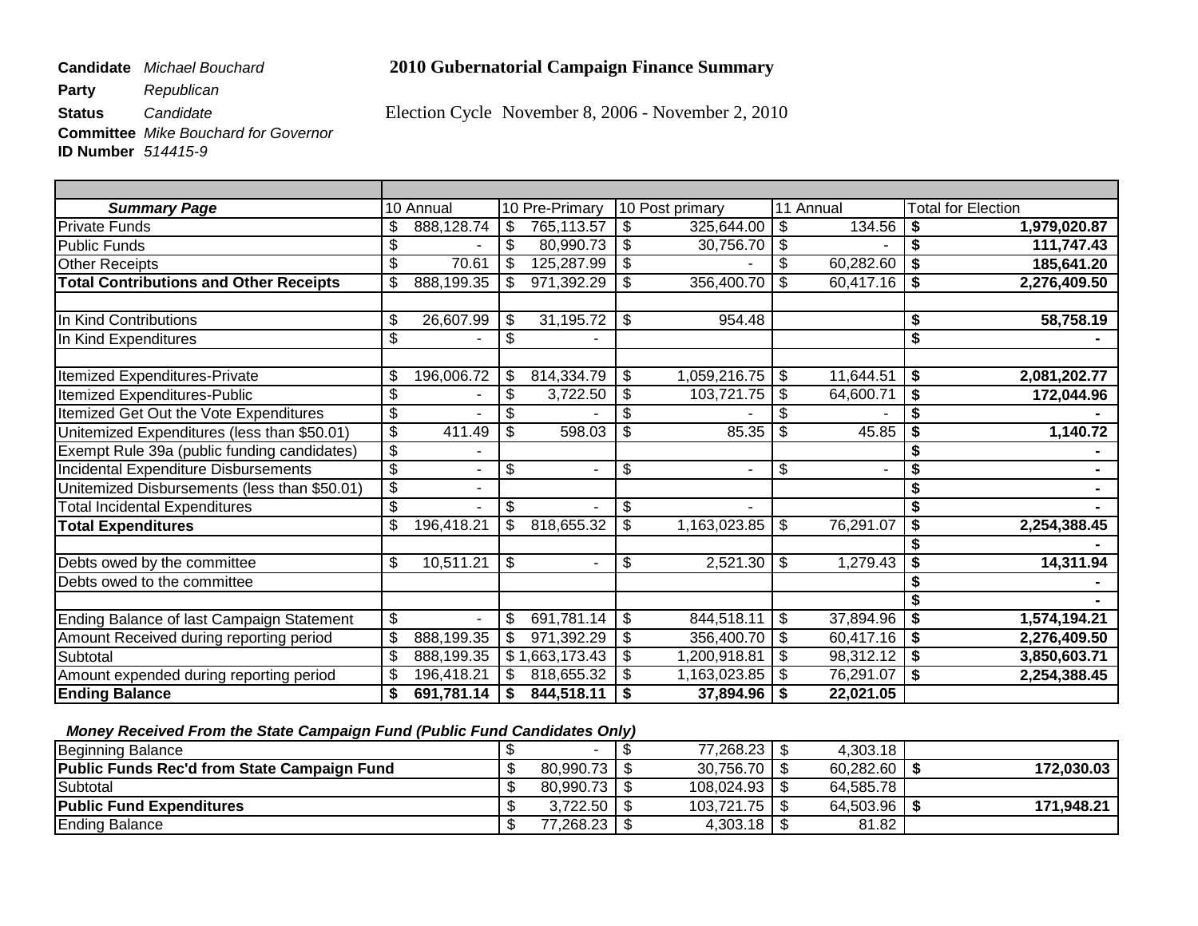**Candidate** *Michael Bouchard*

**Party** *Republican*

**Status** *Candidate*

**Committee** *Mike Bouchard for Governor*

**ID Number** *514415-9*

## 2010 Gubernatorial Campaign Finance Summary

Election Cycle November 8, 2006 - November 2, 2010

| ***Summary Page*** | 10 Annual | 10 Pre-Primary | 10 Post primary | 11 Annual | Total for Election |
|---|---|---|---|---|---|
| Private Funds | $ 888,128.74 | $ 765,113.57 | $ 325,644.00 | $ 134.56 | **$ 1,979,020.87** |
| Public Funds | $ - | $ 80,990.73 | $ 30,756.70 | $ - | **$ 111,747.43** |
| Other Receipts | $ 70.61 | $ 125,287.99 | $ - | $ 60,282.60 | **$ 185,641.20** |
| **Total Contributions and Other Receipts** | $ 888,199.35 | $ 971,392.29 | $ 356,400.70 | $ 60,417.16 | **$ 2,276,409.50** |
| | | | | | |
| In Kind Contributions | $ 26,607.99 | $ 31,195.72 | $ 954.48 | | **$ 58,758.19** |
| In Kind Expenditures | $ - | $ - | | | **$ -** |
| | | | | | |
| Itemized Expenditures-Private | $ 196,006.72 | $ 814,334.79 | $ 1,059,216.75 | $ 11,644.51 | **$ 2,081,202.77** |
| Itemized Expenditures-Public | $ - | $ 3,722.50 | $ 103,721.75 | $ 64,600.71 | **$ 172,044.96** |
| Itemized Get Out the Vote Expenditures | $ - | $ - | $ - | $ - | **$ -** |
| Unitemized Expenditures (less than $50.01) | $ 411.49 | $ 598.03 | $ 85.35 | $ 45.85 | **$ 1,140.72** |
| Exempt Rule 39a (public funding candidates) | $ - | | | | **$ -** |
| Incidental Expenditure Disbursements | $ - | $ - | $ - | $ - | **$ -** |
| Unitemized Disbursements (less than $50.01) | $ - | | | | **$ -** |
| Total Incidental Expenditures | $ - | $ - | $ - | | **$ -** |
| **Total Expenditures** | $ 196,418.21 | $ 818,655.32 | $ 1,163,023.85 | $ 76,291.07 | **$ 2,254,388.45** |
| | | | | | **$ -** |
| Debts owed by the committee | $ 10,511.21 | $ - | $ 2,521.30 | $ 1,279.43 | **$ 14,311.94** |
| Debts owed to the committee | | | | | **$ -** |
| | | | | | **$ -** |
| Ending Balance of last Campaign Statement | $ - | $ 691,781.14 | $ 844,518.11 | $ 37,894.96 | **$ 1,574,194.21** |
| Amount Received during reporting period | $ 888,199.35 | $ 971,392.29 | $ 356,400.70 | $ 60,417.16 | **$ 2,276,409.50** |
| Subtotal | $ 888,199.35 | $ 1,663,173.43 | $ 1,200,918.81 | $ 98,312.12 | **$ 3,850,603.71** |
| Amount expended during reporting period | $ 196,418.21 | $ 818,655.32 | $ 1,163,023.85 | $ 76,291.07 | **$ 2,254,388.45** |
| **Ending Balance** | **$ 691,781.14** | **$ 844,518.11** | **$ 37,894.96** | **$ 22,021.05** | |

***Money Received From the State Campaign Fund (Public Fund Candidates Only)***

| | | | | |
|---|---|---|---|---|
| Beginning Balance | $ - | $ 77,268.23 | $ 4,303.18 | |
| **Public Funds Rec'd from State Campaign Fund** | $ 80,990.73 | $ 30,756.70 | $ 60,282.60 | **$ 172,030.03** |
| Subtotal | $ 80,990.73 | $ 108,024.93 | $ 64,585.78 | |
| **Public Fund Expenditures** | $ 3,722.50 | $ 103,721.75 | $ 64,503.96 | **$ 171,948.21** |
| Ending Balance | $ 77,268.23 | $ 4,303.18 | $ 81.82 | |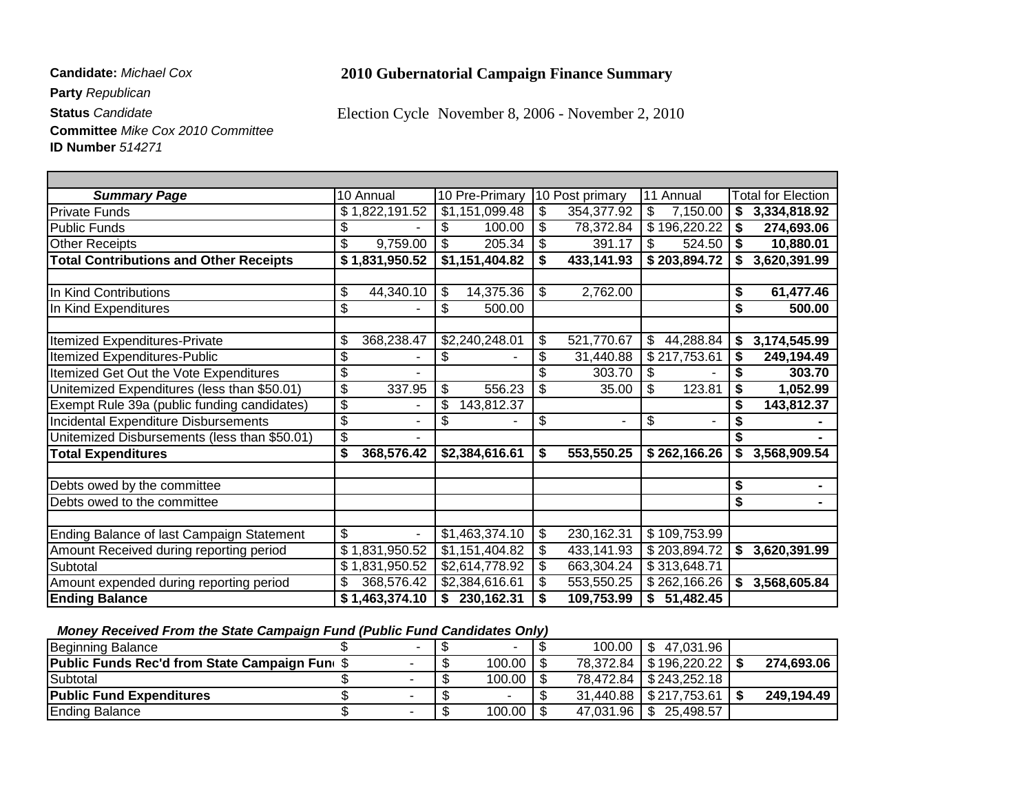**Candidate:** *Michael Cox*

**Party** *Republican*

**Status** *Candidate*

**Committee** *Mike Cox 2010 Committee*

**ID Number** *514271*

# 2010 Gubernatorial Campaign Finance Summary

Election Cycle November 8, 2006 - November 2, 2010

| ***Summary Page*** | 10 Annual | 10 Pre-Primary | 10 Post primary | 11 Annual | Total for Election |
|---|---|---|---|---|---|
| Private Funds | $ 1,822,191.52 | $1,151,099.48 | $ 354,377.92 | $ 7,150.00 | **$ 3,334,818.92** |
| Public Funds | $ - | $ 100.00 | $ 78,372.84 | $ 196,220.22 | **$ 274,693.06** |
| Other Receipts | $ 9,759.00 | $ 205.34 | $ 391.17 | $ 524.50 | **$ 10,880.01** |
| **Total Contributions and Other Receipts** | **$ 1,831,950.52** | **$1,151,404.82** | **$ 433,141.93** | **$ 203,894.72** | **$ 3,620,391.99** |
| | | | | | |
| In Kind Contributions | $ 44,340.10 | $ 14,375.36 | $ 2,762.00 | | **$ 61,477.46** |
| In Kind Expenditures | $ - | $ 500.00 | | | **$ 500.00** |
| | | | | | |
| Itemized Expenditures-Private | $ 368,238.47 | $2,240,248.01 | $ 521,770.67 | $ 44,288.84 | **$ 3,174,545.99** |
| Itemized Expenditures-Public | $ - | $ - | $ 31,440.88 | $ 217,753.61 | **$ 249,194.49** |
| Itemized Get Out the Vote Expenditures | $ - | | $ 303.70 | $ - | **$ 303.70** |
| Unitemized Expenditures (less than $50.01) | $ 337.95 | $ 556.23 | $ 35.00 | $ 123.81 | **$ 1,052.99** |
| Exempt Rule 39a (public funding candidates) | $ - | $ 143,812.37 | | | **$ 143,812.37** |
| Incidental Expenditure Disbursements | $ - | $ - | $ - | $ - | **$ -** |
| Unitemized Disbursements (less than $50.01) | $ - | | | | **$ -** |
| **Total Expenditures** | **$ 368,576.42** | **$2,384,616.61** | **$ 553,550.25** | **$ 262,166.26** | **$ 3,568,909.54** |
| | | | | | |
| Debts owed by the committee | | | | | **$ -** |
| Debts owed to the committee | | | | | **$ -** |
| | | | | | |
| Ending Balance of last Campaign Statement | $ - | $1,463,374.10 | $ 230,162.31 | $ 109,753.99 | |
| Amount Received during reporting period | $ 1,831,950.52 | $1,151,404.82 | $ 433,141.93 | $ 203,894.72 | **$ 3,620,391.99** |
| Subtotal | $ 1,831,950.52 | $2,614,778.92 | $ 663,304.24 | $ 313,648.71 | |
| Amount expended during reporting period | $ 368,576.42 | $2,384,616.61 | $ 553,550.25 | $ 262,166.26 | **$ 3,568,605.84** |
| **Ending Balance** | **$ 1,463,374.10** | **$ 230,162.31** | **$ 109,753.99** | **$ 51,482.45** | |

***Money Received From the State Campaign Fund (Public Fund Candidates Only)***

| | | | | | |
|---|---|---|---|---|---|
| Beginning Balance | $ - | $ - | $ 100.00 | $ 47,031.96 | |
| **Public Funds Rec'd from State Campaign Fund** | $ - | $ 100.00 | $ 78,372.84 | $ 196,220.22 | **$ 274,693.06** |
| Subtotal | $ - | $ 100.00 | $ 78,472.84 | $ 243,252.18 | |
| **Public Fund Expenditures** | $ - | $ - | $ 31,440.88 | $ 217,753.61 | **$ 249,194.49** |
| Ending Balance | $ - | $ 100.00 | $ 47,031.96 | $ 25,498.57 | |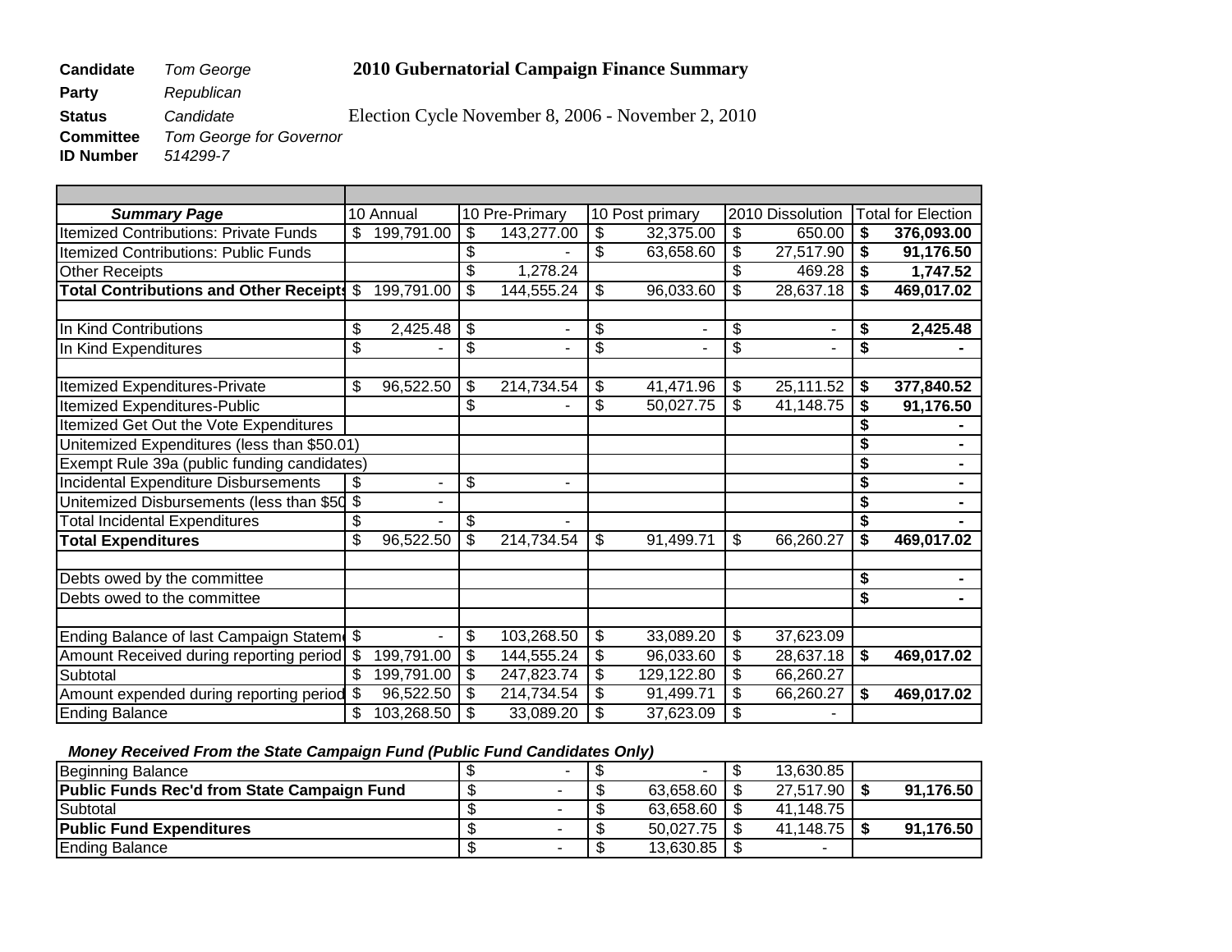**Candidate** *Tom George*

**Party** *Republican*

**Status** *Candidate*

**Committee** *Tom George for Governor*

**ID Number** *514299-7*

**2010 Gubernatorial Campaign Finance Summary**

Election Cycle November 8, 2006 - November 2, 2010

| *Summary Page* | 10 Annual | 10 Pre-Primary | 10 Post primary | 2010 Dissolution | Total for Election |
|---|---|---|---|---|---|
| Itemized Contributions: Private Funds | $ 199,791.00 | $ 143,277.00 | $ 32,375.00 | $ 650.00 | **$ 376,093.00** |
| Itemized Contributions: Public Funds | | $ - | $ 63,658.60 | $ 27,517.90 | **$ 91,176.50** |
| Other Receipts | | $ 1,278.24 | | $ 469.28 | **$ 1,747.52** |
| **Total Contributions and Other Receipts** | $ 199,791.00 | $ 144,555.24 | $ 96,033.60 | $ 28,637.18 | **$ 469,017.02** |
| | | | | | |
| In Kind Contributions | $ 2,425.48 | $ - | $ - | $ - | **$ 2,425.48** |
| In Kind Expenditures | $ - | $ - | $ - | $ - | **$ -** |
| | | | | | |
| Itemized Expenditures-Private | $ 96,522.50 | $ 214,734.54 | $ 41,471.96 | $ 25,111.52 | **$ 377,840.52** |
| Itemized Expenditures-Public | | $ - | $ 50,027.75 | $ 41,148.75 | **$ 91,176.50** |
| Itemized Get Out the Vote Expenditures | | | | | **$ -** |
| Unitemized Expenditures (less than $50.01) | | | | | **$ -** |
| Exempt Rule 39a (public funding candidates) | | | | | **$ -** |
| Incidental Expenditure Disbursements | $ - | $ - | | | **$ -** |
| Unitemized Disbursements (less than $50 | $ - | | | | **$ -** |
| Total Incidental Expenditures | $ - | $ - | | | **$ -** |
| **Total Expenditures** | $ 96,522.50 | $ 214,734.54 | $ 91,499.71 | $ 66,260.27 | **$ 469,017.02** |
| | | | | | |
| Debts owed by the committee | | | | | **$ -** |
| Debts owed to the committee | | | | | **$ -** |
| | | | | | |
| Ending Balance of last Campaign Statem | $ - | $ 103,268.50 | $ 33,089.20 | $ 37,623.09 | |
| Amount Received during reporting period | $ 199,791.00 | $ 144,555.24 | $ 96,033.60 | $ 28,637.18 | **$ 469,017.02** |
| Subtotal | $ 199,791.00 | $ 247,823.74 | $ 129,122.80 | $ 66,260.27 | |
| Amount expended during reporting period | $ 96,522.50 | $ 214,734.54 | $ 91,499.71 | $ 66,260.27 | **$ 469,017.02** |
| Ending Balance | $ 103,268.50 | $ 33,089.20 | $ 37,623.09 | $ - | |

***Money Received From the State Campaign Fund (Public Fund Candidates Only)***

| | | | | |
|---|---|---|---|---|
| Beginning Balance | $ - | $ - | $ 13,630.85 | |
| **Public Funds Rec'd from State Campaign Fund** | $ - | $ 63,658.60 | $ 27,517.90 | **$ 91,176.50** |
| Subtotal | $ - | $ 63,658.60 | $ 41,148.75 | |
| **Public Fund Expenditures** | $ - | $ 50,027.75 | $ 41,148.75 | **$ 91,176.50** |
| Ending Balance | $ - | $ 13,630.85 | $ - | |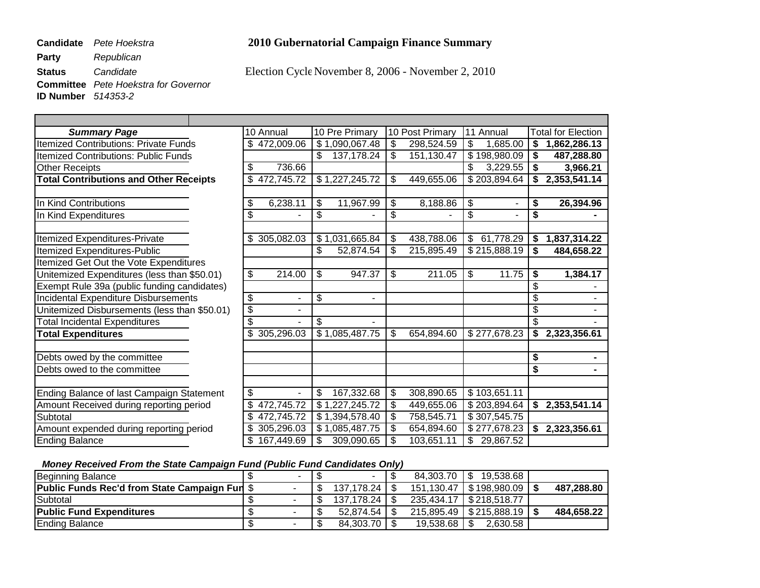**Candidate** *Pete Hoekstra*
**Party** *Republican*
**Status** *Candidate*
**Committee** *Pete Hoekstra for Governor*
**ID Number** *514353-2*

## 2010 Gubernatorial Campaign Finance Summary

Election Cycle November 8, 2006 - November 2, 2010

| ***Summary Page*** | 10 Annual | 10 Pre Primary | 10 Post Primary | 11 Annual | Total for Election |
|---|---|---|---|---|---|
| Itemized Contributions: Private Funds | $ 472,009.06 | $ 1,090,067.48 | $ 298,524.59 | $ 1,685.00 | **$ 1,862,286.13** |
| Itemized Contributions: Public Funds | | $ 137,178.24 | $ 151,130.47 | $ 198,980.09 | **$ 487,288.80** |
| Other Receipts | $ 736.66 | | | $ 3,229.55 | **$ 3,966.21** |
| **Total Contributions and Other Receipts** | $ 472,745.72 | $ 1,227,245.72 | $ 449,655.06 | $ 203,894.64 | **$ 2,353,541.14** |
| | | | | | |
| In Kind Contributions | $ 6,238.11 | $ 11,967.99 | $ 8,188.86 | $ - | **$ 26,394.96** |
| In Kind Expenditures | $ - | $ - | $ - | $ - | **$ -** |
| | | | | | |
| Itemized Expenditures-Private | $ 305,082.03 | $ 1,031,665.84 | $ 438,788.06 | $ 61,778.29 | **$ 1,837,314.22** |
| Itemized Expenditures-Public | | $ 52,874.54 | $ 215,895.49 | $ 215,888.19 | **$ 484,658.22** |
| Itemized Get Out the Vote Expenditures | | | | | |
| Unitemized Expenditures (less than $50.01) | $ 214.00 | $ 947.37 | $ 211.05 | $ 11.75 | **$ 1,384.17** |
| Exempt Rule 39a (public funding candidates) | | | | | $ - |
| Incidental Expenditure Disbursements | $ - | $ - | | | $ - |
| Unitemized Disbursements (less than $50.01) | $ - | | | | $ - |
| Total Incidental Expenditures | $ - | $ - | | | $ - |
| **Total Expenditures** | $ 305,296.03 | $ 1,085,487.75 | $ 654,894.60 | $ 277,678.23 | **$ 2,323,356.61** |
| | | | | | |
| Debts owed by the committee | | | | | **$ -** |
| Debts owed to the committee | | | | | **$ -** |
| | | | | | |
| Ending Balance of last Campaign Statement | $ - | $ 167,332.68 | $ 308,890.65 | $ 103,651.11 | |
| Amount Received during reporting period | $ 472,745.72 | $ 1,227,245.72 | $ 449,655.06 | $ 203,894.64 | **$ 2,353,541.14** |
| Subtotal | $ 472,745.72 | $ 1,394,578.40 | $ 758,545.71 | $ 307,545.75 | |
| Amount expended during reporting period | $ 305,296.03 | $ 1,085,487.75 | $ 654,894.60 | $ 277,678.23 | **$ 2,323,356.61** |
| Ending Balance | $ 167,449.69 | $ 309,090.65 | $ 103,651.11 | $ 29,867.52 | |

***Money Received From the State Campaign Fund (Public Fund Candidates Only)***

| | | | | | |
|---|---|---|---|---|---|
| Beginning Balance | $ - | $ - | $ 84,303.70 | $ 19,538.68 | |
| **Public Funds Rec'd from State Campaign Fun** | $ - | $ 137,178.24 | $ 151,130.47 | $ 198,980.09 | **$ 487,288.80** |
| Subtotal | $ - | $ 137,178.24 | $ 235,434.17 | $ 218,518.77 | |
| **Public Fund Expenditures** | $ - | $ 52,874.54 | $ 215,895.49 | $ 215,888.19 | **$ 484,658.22** |
| Ending Balance | $ - | $ 84,303.70 | $ 19,538.68 | $ 2,630.58 | |